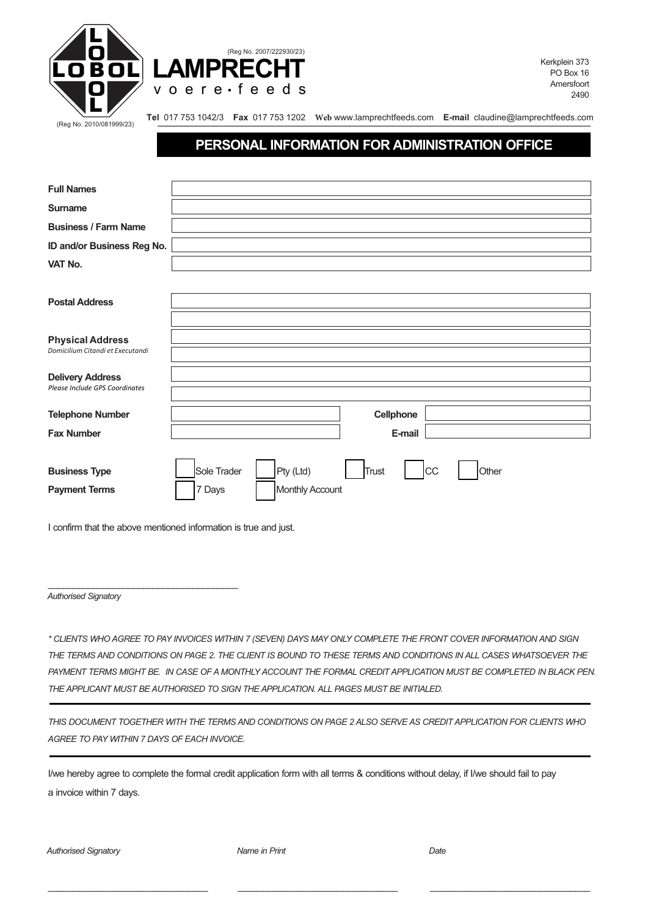LOBOL (Reg No. 2010/081999/23)

(Reg No. 2007/222930/23)
**LAMPRECHT**
voere • feeds

Kerkplein 373
PO Box 16
Amersfoort
2490

**Tel** 017 753 1042/3 **Fax** 017 753 1202 **Web** www.lamprechtfeeds.com **E-mail** claudine@lamprechtfeeds.com

## PERSONAL INFORMATION FOR ADMINISTRATION OFFICE

| | | | |
|---|---|---|---|
| **Full Names** | | | |
| **Surname** | | | |
| **Business / Farm Name** | | | |
| **ID and/or Business Reg No.** | | | |
| **VAT No.** | | | |
| **Postal Address** | | | |
| | | | |
| **Physical Address** *Domicilium Citandi et Executandi* | | | |
| | | | |
| **Delivery Address** *Please Include GPS Coordinates* | | | |
| | | | |
| **Telephone Number** | | **Cellphone** | |
| **Fax Number** | | **E-mail** | |

**Business Type** ☐ Sole Trader ☐ Pty (Ltd) ☐ Trust ☐ CC ☐ Other

**Payment Terms** ☐ 7 Days ☐ Monthly Account

I confirm that the above mentioned information is true and just.

\_\_\_\_\_\_\_\_\_\_\_\_\_\_\_\_\_\_\_\_\_\_\_\_\_\_\_\_\_\_\_\_\_\_\_\_\_\_
*Authorised Signatory*

*\* CLIENTS WHO AGREE TO PAY INVOICES WITHIN 7 (SEVEN) DAYS MAY ONLY COMPLETE THE FRONT COVER INFORMATION AND SIGN THE TERMS AND CONDITIONS ON PAGE 2. THE CLIENT IS BOUND TO THESE TERMS AND CONDITIONS IN ALL CASES WHATSOEVER THE PAYMENT TERMS MIGHT BE. IN CASE OF A MONTHLY ACCOUNT THE FORMAL CREDIT APPLICATION MUST BE COMPLETED IN BLACK PEN. THE APPLICANT MUST BE AUTHORISED TO SIGN THE APPLICATION. ALL PAGES MUST BE INITIALED.*

*THIS DOCUMENT TOGETHER WITH THE TERMS AND CONDITIONS ON PAGE 2 ALSO SERVE AS CREDIT APPLICATION FOR CLIENTS WHO AGREE TO PAY WITHIN 7 DAYS OF EACH INVOICE.*

I/we hereby agree to complete the formal credit application form with all terms & conditions without delay, if I/we should fail to pay a invoice within 7 days.

| *Authorised Signatory* | *Name in Print* | *Date* |
|---|---|---|
| \_\_\_\_\_\_\_\_\_\_\_\_\_\_\_\_\_\_\_\_\_\_\_\_\_\_\_\_ | \_\_\_\_\_\_\_\_\_\_\_\_\_\_\_\_\_\_\_\_\_\_\_\_\_\_\_\_ | \_\_\_\_\_\_\_\_\_\_\_\_\_\_\_\_\_\_\_\_\_\_\_\_\_\_\_\_ |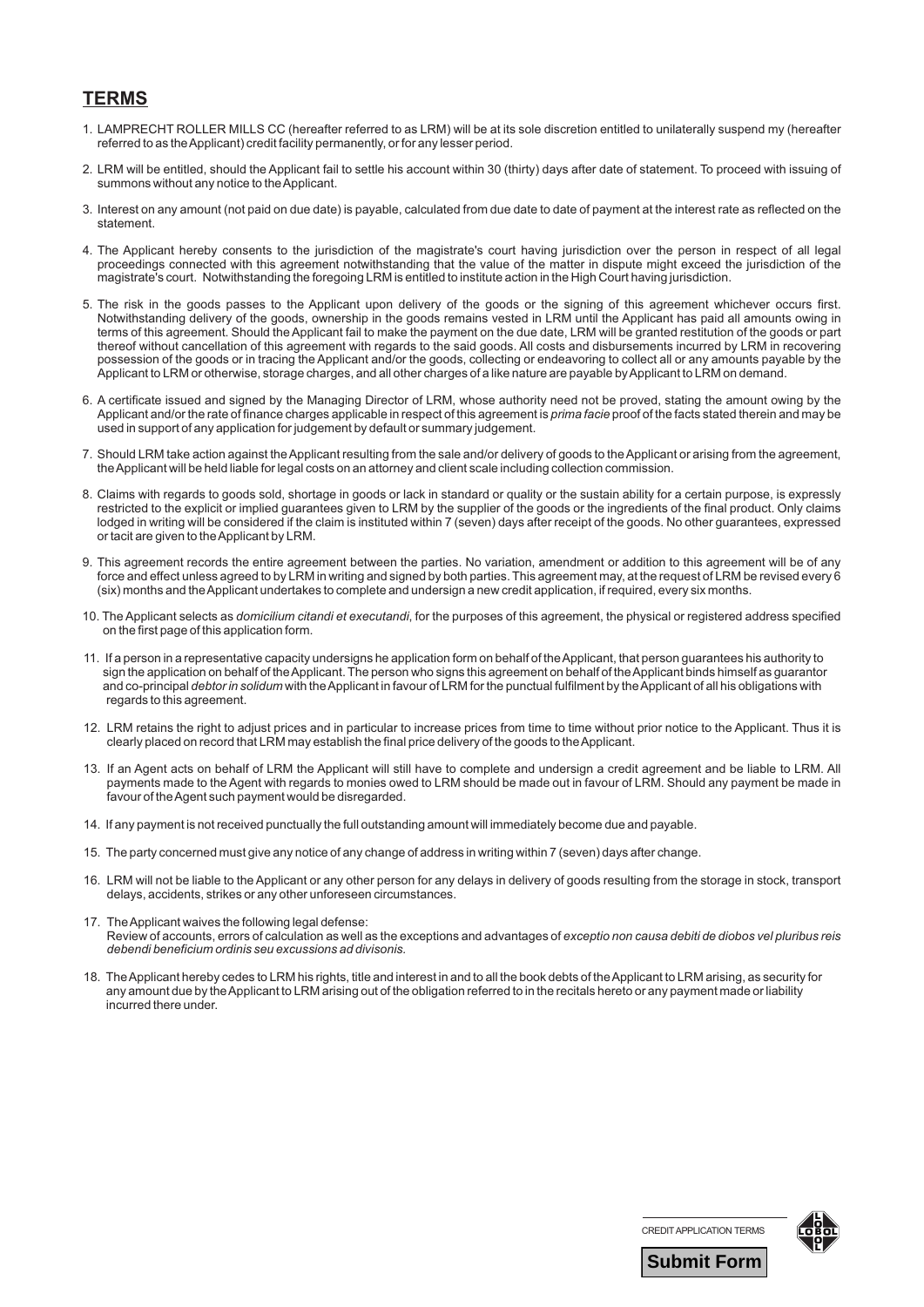## TERMS

1. LAMPRECHT ROLLER MILLS CC (hereafter referred to as LRM) will be at its sole discretion entitled to unilaterally suspend my (hereafter referred to as the Applicant) credit facility permanently, or for any lesser period.

2. LRM will be entitled, should the Applicant fail to settle his account within 30 (thirty) days after date of statement. To proceed with issuing of summons without any notice to the Applicant.

3. Interest on any amount (not paid on due date) is payable, calculated from due date to date of payment at the interest rate as reflected on the statement.

4. The Applicant hereby consents to the jurisdiction of the magistrate's court having jurisdiction over the person in respect of all legal proceedings connected with this agreement notwithstanding that the value of the matter in dispute might exceed the jurisdiction of the magistrate's court. Notwithstanding the foregoing LRM is entitled to institute action in the High Court having jurisdiction.

5. The risk in the goods passes to the Applicant upon delivery of the goods or the signing of this agreement whichever occurs first. Notwithstanding delivery of the goods, ownership in the goods remains vested in LRM until the Applicant has paid all amounts owing in terms of this agreement. Should the Applicant fail to make the payment on the due date, LRM will be granted restitution of the goods or part thereof without cancellation of this agreement with regards to the said goods. All costs and disbursements incurred by LRM in recovering possession of the goods or in tracing the Applicant and/or the goods, collecting or endeavoring to collect all or any amounts payable by the Applicant to LRM or otherwise, storage charges, and all other charges of a like nature are payable by Applicant to LRM on demand.

6. A certificate issued and signed by the Managing Director of LRM, whose authority need not be proved, stating the amount owing by the Applicant and/or the rate of finance charges applicable in respect of this agreement is *prima facie* proof of the facts stated therein and may be used in support of any application for judgement by default or summary judgement.

7. Should LRM take action against the Applicant resulting from the sale and/or delivery of goods to the Applicant or arising from the agreement, the Applicant will be held liable for legal costs on an attorney and client scale including collection commission.

8. Claims with regards to goods sold, shortage in goods or lack in standard or quality or the sustain ability for a certain purpose, is expressly restricted to the explicit or implied guarantees given to LRM by the supplier of the goods or the ingredients of the final product. Only claims lodged in writing will be considered if the claim is instituted within 7 (seven) days after receipt of the goods. No other guarantees, expressed or tacit are given to the Applicant by LRM.

9. This agreement records the entire agreement between the parties. No variation, amendment or addition to this agreement will be of any force and effect unless agreed to by LRM in writing and signed by both parties. This agreement may, at the request of LRM be revised every 6 (six) months and the Applicant undertakes to complete and undersign a new credit application, if required, every six months.

10. The Applicant selects as *domicilium citandi et executandi*, for the purposes of this agreement, the physical or registered address specified on the first page of this application form.

11. If a person in a representative capacity undersigns he application form on behalf of the Applicant, that person guarantees his authority to sign the application on behalf of the Applicant. The person who signs this agreement on behalf of the Applicant binds himself as guarantor and co-principal *debtor in solidum* with the Applicant in favour of LRM for the punctual fulfilment by the Applicant of all his obligations with regards to this agreement.

12. LRM retains the right to adjust prices and in particular to increase prices from time to time without prior notice to the Applicant. Thus it is clearly placed on record that LRM may establish the final price delivery of the goods to the Applicant.

13. If an Agent acts on behalf of LRM the Applicant will still have to complete and undersign a credit agreement and be liable to LRM. All payments made to the Agent with regards to monies owed to LRM should be made out in favour of LRM. Should any payment be made in favour of the Agent such payment would be disregarded.

14. If any payment is not received punctually the full outstanding amount will immediately become due and payable.

15. The party concerned must give any notice of any change of address in writing within 7 (seven) days after change.

16. LRM will not be liable to the Applicant or any other person for any delays in delivery of goods resulting from the storage in stock, transport delays, accidents, strikes or any other unforeseen circumstances.

17. The Applicant waives the following legal defense:
Review of accounts, errors of calculation as well as the exceptions and advantages of *exceptio non causa debiti de diobos vel pluribus reis debendi beneficium ordinis seu excussions ad divisonis.*

18. The Applicant hereby cedes to LRM his rights, title and interest in and to all the book debts of the Applicant to LRM arising, as security for any amount due by the Applicant to LRM arising out of the obligation referred to in the recitals hereto or any payment made or liability incurred there under.

CREDIT APPLICATION TERMS

LOBOL

**Submit Form**